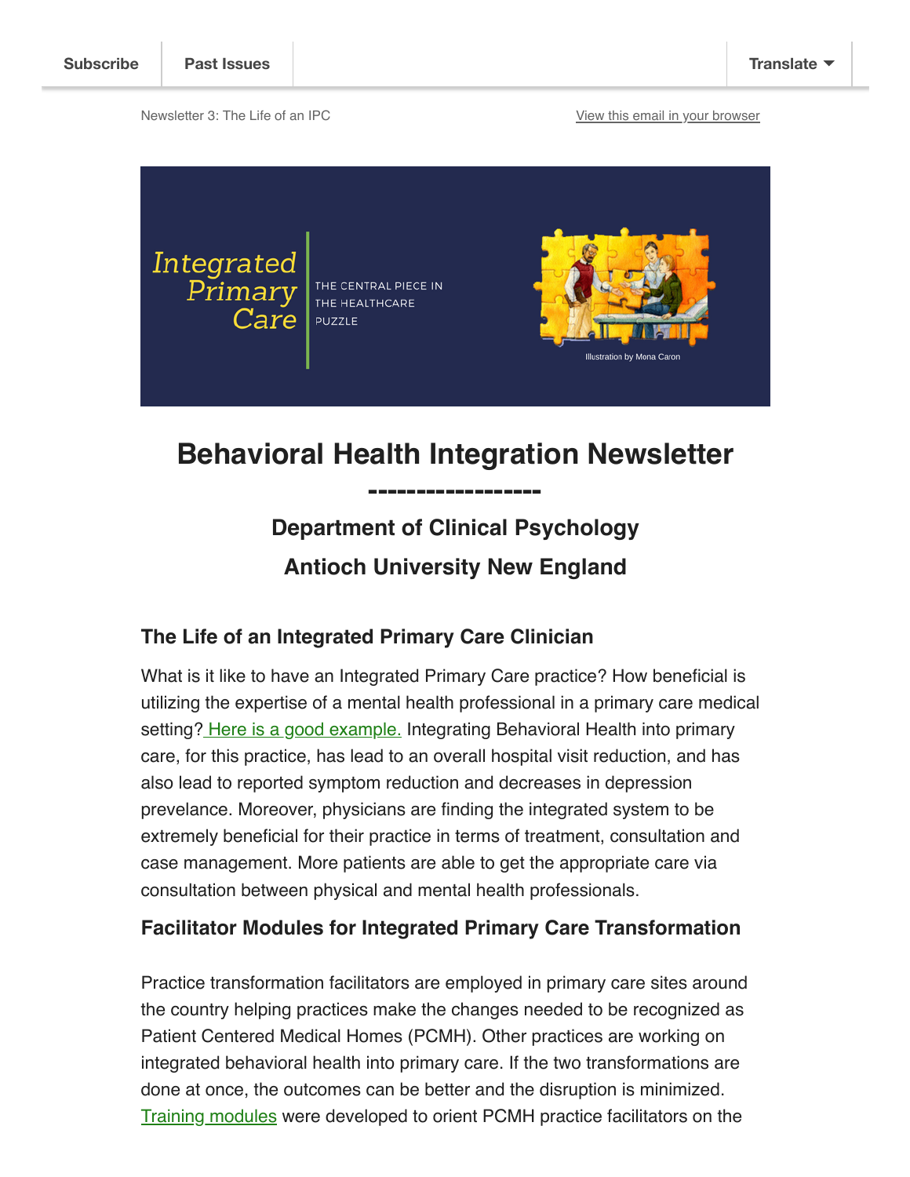Subscribe | Past Issues | Translate

Newsletter 3: The Life of an IPC

View this email in your browser

Integrated Primary Care

THE CENTRAL PIECE IN THE HEALTHCARE PUZZLE

Illustration by Mona Caron

# Behavioral Health Integration Newsletter

------------------

## Department of Clinical Psychology

## Antioch University New England

### The Life of an Integrated Primary Care Clinician

What is it like to have an Integrated Primary Care practice? How beneficial is utilizing the expertise of a mental health professional in a primary care medical setting? Here is a good example. Integrating Behavioral Health into primary care, for this practice, has lead to an overall hospital visit reduction, and has also lead to reported symptom reduction and decreases in depression prevelance. Moreover, physicians are finding the integrated system to be extremely beneficial for their practice in terms of treatment, consultation and case management. More patients are able to get the appropriate care via consultation between physical and mental health professionals.

### Facilitator Modules for Integrated Primary Care Transformation

Practice transformation facilitators are employed in primary care sites around the country helping practices make the changes needed to be recognized as Patient Centered Medical Homes (PCMH). Other practices are working on integrated behavioral health into primary care. If the two transformations are done at once, the outcomes can be better and the disruption is minimized. Training modules were developed to orient PCMH practice facilitators on the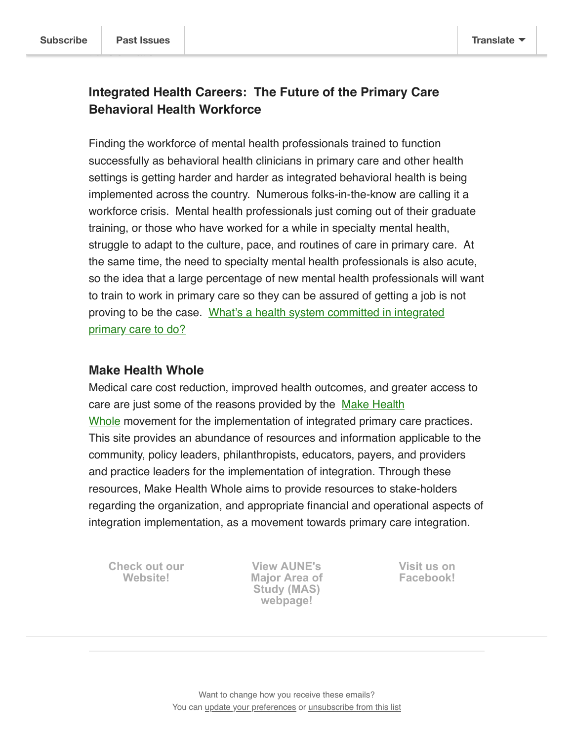Subscribe | Past Issues | Translate

### Integrated Health Careers: The Future of the Primary Care Behavioral Health Workforce

Finding the workforce of mental health professionals trained to function successfully as behavioral health clinicians in primary care and other health settings is getting harder and harder as integrated behavioral health is being implemented across the country. Numerous folks-in-the-know are calling it a workforce crisis. Mental health professionals just coming out of their graduate training, or those who have worked for a while in specialty mental health, struggle to adapt to the culture, pace, and routines of care in primary care. At the same time, the need to specialty mental health professionals is also acute, so the idea that a large percentage of new mental health professionals will want to train to work in primary care so they can be assured of getting a job is not proving to be the case. What's a health system committed in integrated primary care to do?

### Make Health Whole

Medical care cost reduction, improved health outcomes, and greater access to care are just some of the reasons provided by the Make Health Whole movement for the implementation of integrated primary care practices. This site provides an abundance of resources and information applicable to the community, policy leaders, philanthropists, educators, payers, and providers and practice leaders for the implementation of integration. Through these resources, Make Health Whole aims to provide resources to stake-holders regarding the organization, and appropriate financial and operational aspects of integration implementation, as a movement towards primary care integration.

**Check out our Website!**

**View AUNE's Major Area of Study (MAS) webpage!**

**Visit us on Facebook!**

Want to change how you receive these emails?
You can update your preferences or unsubscribe from this list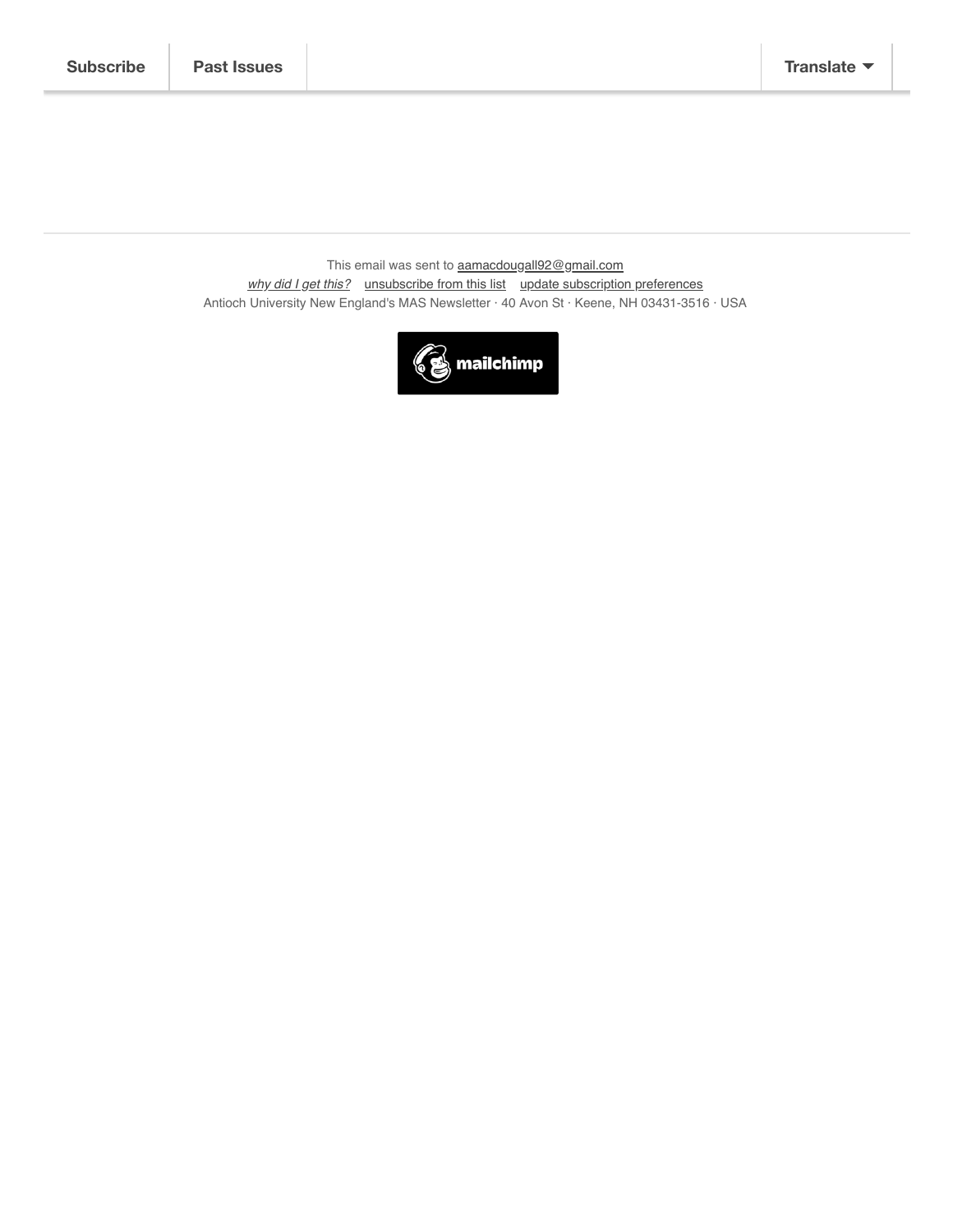Subscribe | Past Issues | Translate

This email was sent to aamacdougall92@gmail.com

*why did I get this?* unsubscribe from this list update subscription preferences

Antioch University New England's MAS Newsletter · 40 Avon St · Keene, NH 03431-3516 · USA

mailchimp